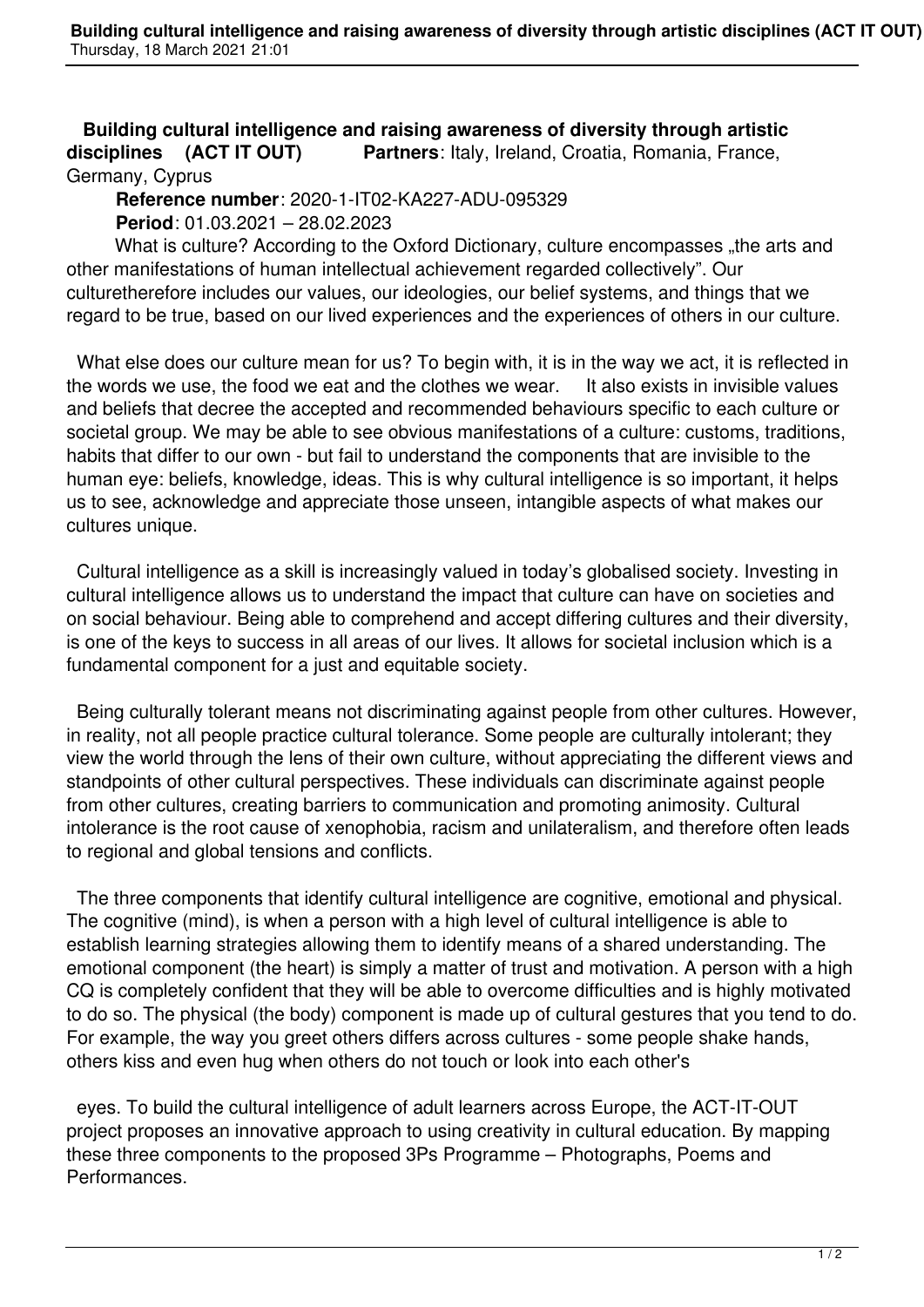# Building cultural intelligence and raising awareness of diversity through artistic disciplines (ACT IT OUT)

**Partners**: Italy, Ireland, Croatia, Romania, France, Germany, Cyprus

**Reference number**: 2020-1-IT02-KA227-ADU-095329

**Period**: 01.03.2021 – 28.02.2023

What is culture? According to the Oxford Dictionary, culture encompasses „the arts and other manifestations of human intellectual achievement regarded collectively". Our culturetherefore includes our values, our ideologies, our belief systems, and things that we regard to be true, based on our lived experiences and the experiences of others in our culture.

What else does our culture mean for us? To begin with, it is in the way we act, it is reflected in the words we use, the food we eat and the clothes we wear. It also exists in invisible values and beliefs that decree the accepted and recommended behaviours specific to each culture or societal group. We may be able to see obvious manifestations of a culture: customs, traditions, habits that differ to our own - but fail to understand the components that are invisible to the human eye: beliefs, knowledge, ideas. This is why cultural intelligence is so important, it helps us to see, acknowledge and appreciate those unseen, intangible aspects of what makes our cultures unique.

Cultural intelligence as a skill is increasingly valued in today's globalised society. Investing in cultural intelligence allows us to understand the impact that culture can have on societies and on social behaviour. Being able to comprehend and accept differing cultures and their diversity, is one of the keys to success in all areas of our lives. It allows for societal inclusion which is a fundamental component for a just and equitable society.

Being culturally tolerant means not discriminating against people from other cultures. However, in reality, not all people practice cultural tolerance. Some people are culturally intolerant; they view the world through the lens of their own culture, without appreciating the different views and standpoints of other cultural perspectives. These individuals can discriminate against people from other cultures, creating barriers to communication and promoting animosity. Cultural intolerance is the root cause of xenophobia, racism and unilateralism, and therefore often leads to regional and global tensions and conflicts.

The three components that identify cultural intelligence are cognitive, emotional and physical. The cognitive (mind), is when a person with a high level of cultural intelligence is able to establish learning strategies allowing them to identify means of a shared understanding. The emotional component (the heart) is simply a matter of trust and motivation. A person with a high CQ is completely confident that they will be able to overcome difficulties and is highly motivated to do so. The physical (the body) component is made up of cultural gestures that you tend to do. For example, the way you greet others differs across cultures - some people shake hands, others kiss and even hug when others do not touch or look into each other's

eyes. To build the cultural intelligence of adult learners across Europe, the ACT-IT-OUT project proposes an innovative approach to using creativity in cultural education. By mapping these three components to the proposed 3Ps Programme – Photographs, Poems and Performances.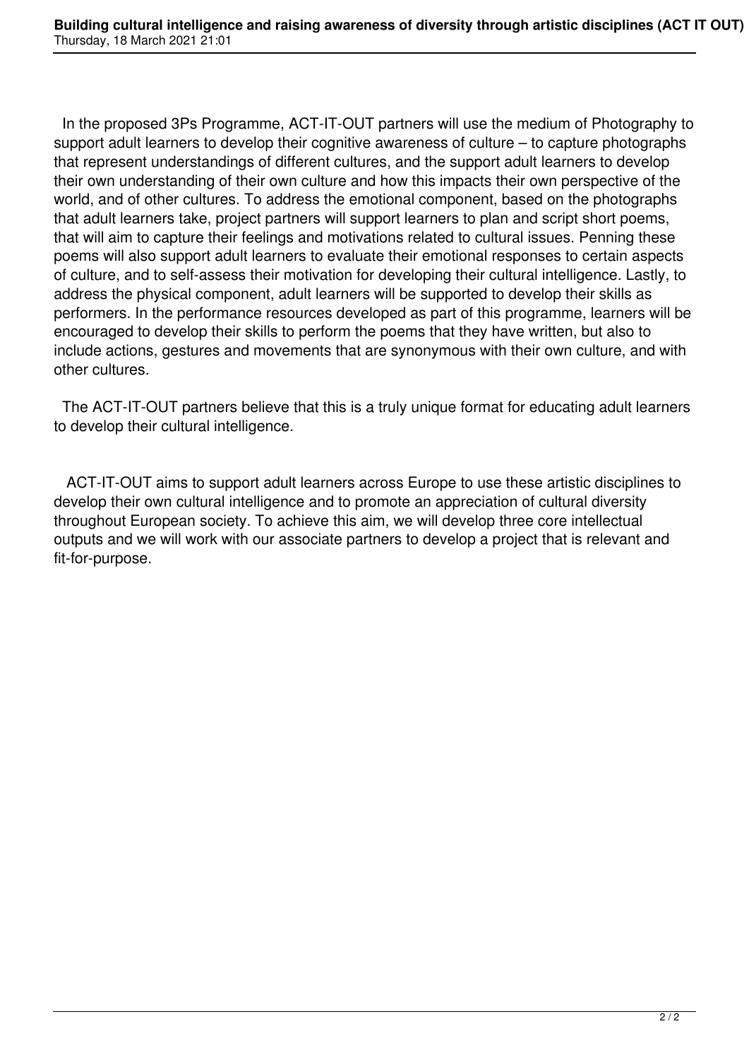In the proposed 3Ps Programme, ACT-IT-OUT partners will use the medium of Photography to support adult learners to develop their cognitive awareness of culture – to capture photographs that represent understandings of different cultures, and the support adult learners to develop their own understanding of their own culture and how this impacts their own perspective of the world, and of other cultures. To address the emotional component, based on the photographs that adult learners take, project partners will support learners to plan and script short poems, that will aim to capture their feelings and motivations related to cultural issues. Penning these poems will also support adult learners to evaluate their emotional responses to certain aspects of culture, and to self-assess their motivation for developing their cultural intelligence. Lastly, to address the physical component, adult learners will be supported to develop their skills as performers. In the performance resources developed as part of this programme, learners will be encouraged to develop their skills to perform the poems that they have written, but also to include actions, gestures and movements that are synonymous with their own culture, and with other cultures.

The ACT-IT-OUT partners believe that this is a truly unique format for educating adult learners to develop their cultural intelligence.

ACT-IT-OUT aims to support adult learners across Europe to use these artistic disciplines to develop their own cultural intelligence and to promote an appreciation of cultural diversity throughout European society. To achieve this aim, we will develop three core intellectual outputs and we will work with our associate partners to develop a project that is relevant and fit-for-purpose.